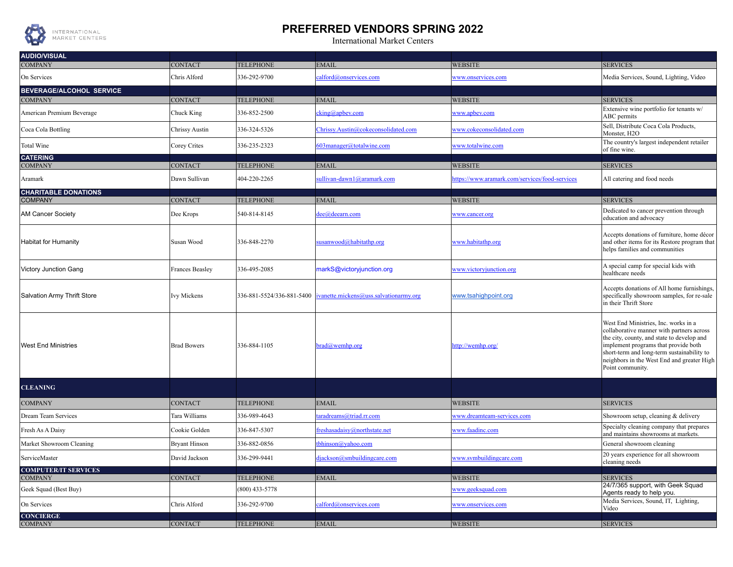# PREFERRED VENDORS SPRING 2022

International Market Centers

## AUDIO/VISUAL

| COMPANY | CONTACT | TELEPHONE | EMAIL | WEBSITE | SERVICES |
|---|---|---|---|---|---|
| On Services | Chris Alford | 336-292-9700 | calford@onservices.com | www.onservices.com | Media Services, Sound, Lighting, Video |

## BEVERAGE/ALCOHOL SERVICE

| COMPANY | CONTACT | TELEPHONE | EMAIL | WEBSITE | SERVICES |
|---|---|---|---|---|---|
| American Premium Beverage | Chuck King | 336-852-2500 | cking@apbev.com | www.apbev.com | Extensive wine portfolio for tenants w/ ABC permits |
| Coca Cola Bottling | Chrissy Austin | 336-324-5326 | Chrissy.Austin@cokeconsolidated.com | www.cokeconsolidated.com | Sell, Distribute Coca Cola Products, Monster, H2O |
| Total Wine | Corey Crites | 336-235-2323 | 603manager@totalwine.com | www.totalwine.com | The country's largest independent retailer of fine wine. |

## CATERING

| COMPANY | CONTACT | TELEPHONE | EMAIL | WEBSITE | SERVICES |
|---|---|---|---|---|---|
| Aramark | Dawn Sullivan | 404-220-2265 | sullivan-dawn1@aramark.com | https://www.aramark.com/services/food-services | All catering and food needs |

## CHARITABLE DONATIONS

| COMPANY | CONTACT | TELEPHONE | EMAIL | WEBSITE | SERVICES |
|---|---|---|---|---|---|
| AM Cancer Society | Dee Krops | 540-814-8145 | dee@deearn.com | www.cancer.org | Dedicated to cancer prevention through education and advocacy |
| Habitat for Humanity | Susan Wood | 336-848-2270 | susanwood@habitathp.org | www.habitathp.org | Accepts donations of furniture, home décor and other items for its Restore program that helps families and communities |
| Victory Junction Gang | Frances Beasley | 336-495-2085 | markS@victoryjunction.org | www.victoryjunction.org | A special camp for special kids with healthcare needs |
| Salvation Army Thrift Store | Ivy Mickens | 336-881-5524/336-881-5400 | ivanette.mickens@uss.salvationarmy.org | www.tsahighpoint.org | Accepts donations of All home furnishings, specifically showroom samples, for re-sale in their Thrift Store |
| West End Ministries | Brad Bowers | 336-884-1105 | brad@wemhp.org | http://wemhp.org/ | West End Ministries, Inc. works in a collaborative manner with partners across the city, county, and state to develop and implement programs that provide both short-term and long-term sustainability to neighbors in the West End and greater High Point community. |

## CLEANING

| COMPANY | CONTACT | TELEPHONE | EMAIL | WEBSITE | SERVICES |
|---|---|---|---|---|---|
| Dream Team Services | Tara Williams | 336-989-4643 | taradreams@triad.rr.com | www.dreamteam-services.com | Showroom setup, cleaning & delivery |
| Fresh As A Daisy | Cookie Golden | 336-847-5307 | freshasadaisy@northstate.net | www.faadinc.com | Specialty cleaning company that prepares and maintains showrooms at markets. |
| Market Showroom Cleaning | Bryant Hinson | 336-882-0856 | tbhinson@yahoo.com | | General showroom cleaning |
| ServiceMaster | David Jackson | 336-299-9441 | djackson@smbuildingcare.com | www.svmbuildingcare.com | 20 years experience for all showroom cleaning needs |

## COMPUTER/IT SERVICES

| COMPANY | CONTACT | TELEPHONE | EMAIL | WEBSITE | SERVICES |
|---|---|---|---|---|---|
| Geek Squad (Best Buy) | | (800) 433-5778 | | www.geeksquad.com | 24/7/365 support, with Geek Squad Agents ready to help you. |
| On Services | Chris Alford | 336-292-9700 | calford@onservices.com | www.onservices.com | Media Services, Sound, IT, Lighting, Video |

## CONCIERGE

| COMPANY | CONTACT | TELEPHONE | EMAIL | WEBSITE | SERVICES |
|---|---|---|---|---|---|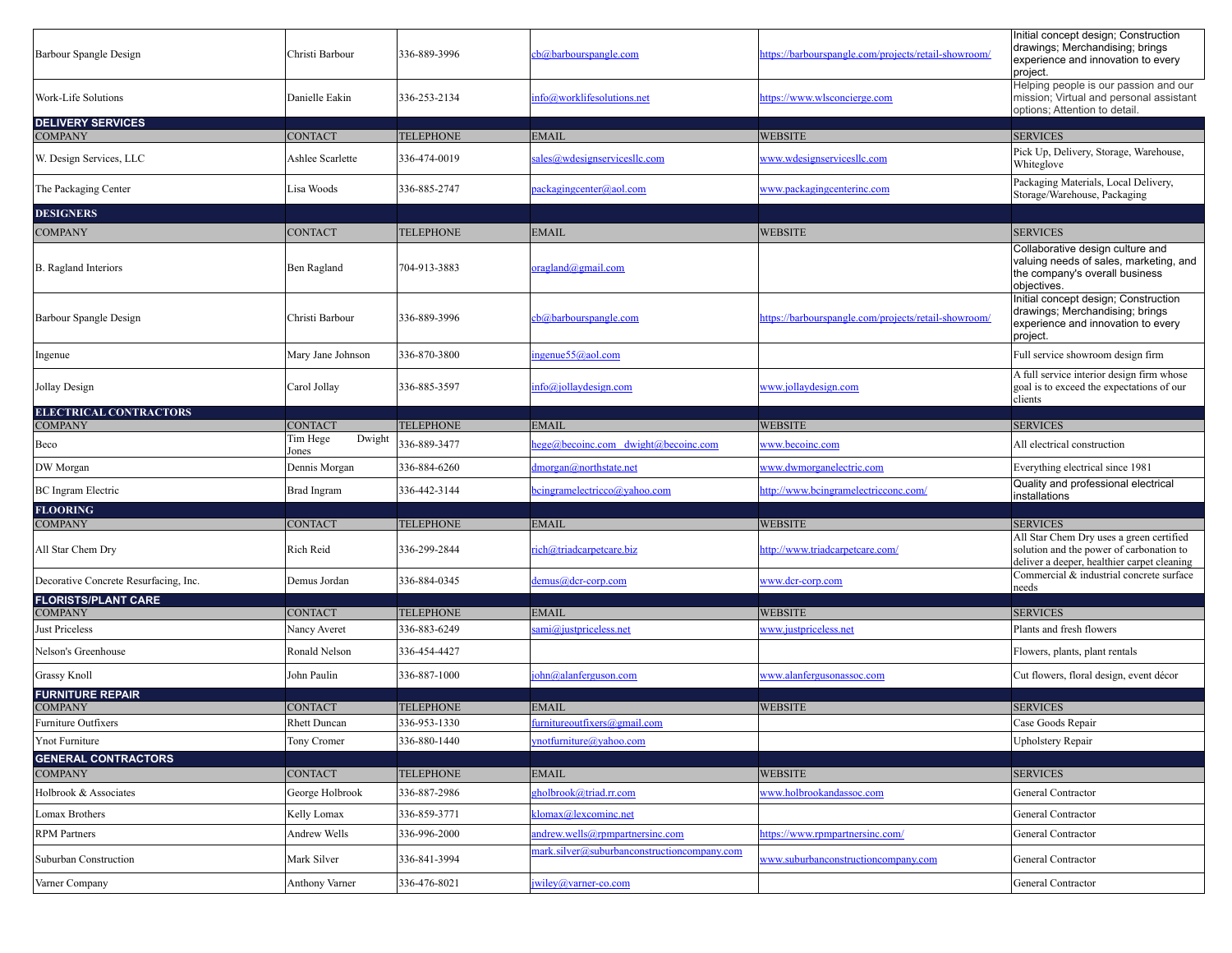| | | | | | |
|---|---|---|---|---|---|
| Barbour Spangle Design | Christi Barbour | 336-889-3996 | cb@barbourspangle.com | https://barbourspangle.com/projects/retail-showroom/ | Initial concept design; Construction drawings; Merchandising; brings experience and innovation to every project. |
| Work-Life Solutions | Danielle Eakin | 336-253-2134 | info@worklifesolutions.net | https://www.wlsconcierge.com | Helping people is our passion and our mission; Virtual and personal assistant options; Attention to detail. |

## DELIVERY SERVICES

| COMPANY | CONTACT | TELEPHONE | EMAIL | WEBSITE | SERVICES |
|---|---|---|---|---|---|
| W. Design Services, LLC | Ashlee Scarlette | 336-474-0019 | sales@wdesignservicesllc.com | www.wdesignservicesllc.com | Pick Up, Delivery, Storage, Warehouse, Whiteglove |
| The Packaging Center | Lisa Woods | 336-885-2747 | packagingcenter@aol.com | www.packagingcenterinc.com | Packaging Materials, Local Delivery, Storage/Warehouse, Packaging |

## DESIGNERS

| COMPANY | CONTACT | TELEPHONE | EMAIL | WEBSITE | SERVICES |
|---|---|---|---|---|---|
| B. Ragland Interiors | Ben Ragland | 704-913-3883 | oragland@gmail.com | | Collaborative design culture and valuing needs of sales, marketing, and the company's overall business objectives. |
| Barbour Spangle Design | Christi Barbour | 336-889-3996 | cb@barbourspangle.com | https://barbourspangle.com/projects/retail-showroom/ | Initial concept design; Construction drawings; Merchandising; brings experience and innovation to every project. |
| Ingenue | Mary Jane Johnson | 336-870-3800 | ingenue55@aol.com | | Full service showroom design firm |
| Jollay Design | Carol Jollay | 336-885-3597 | info@jollaydesign.com | www.jollaydesign.com | A full service interior design firm whose goal is to exceed the expectations of our clients |

## ELECTRICAL CONTRACTORS

| COMPANY | CONTACT | TELEPHONE | EMAIL | WEBSITE | SERVICES |
|---|---|---|---|---|---|
| Beco | Tim Hege Dwight Jones | 336-889-3477 | hege@becoinc.com dwight@becoinc.com | www.becoinc.com | All electrical construction |
| DW Morgan | Dennis Morgan | 336-884-6260 | dmorgan@northstate.net | www.dwmorganelectric.com | Everything electrical since 1981 |
| BC Ingram Electric | Brad Ingram | 336-442-3144 | bcingramelectricco@yahoo.com | http://www.bcingramelectricconc.com/ | Quality and professional electrical installations |

## FLOORING

| COMPANY | CONTACT | TELEPHONE | EMAIL | WEBSITE | SERVICES |
|---|---|---|---|---|---|
| All Star Chem Dry | Rich Reid | 336-299-2844 | rich@triadcarpetcare.biz | http://www.triadcarpetcare.com/ | All Star Chem Dry uses a green certified solution and the power of carbonation to deliver a deeper, healthier carpet cleaning |
| Decorative Concrete Resurfacing, Inc. | Demus Jordan | 336-884-0345 | demus@dcr-corp.com | www.dcr-corp.com | Commercial & industrial concrete surface needs |

## FLORISTS/PLANT CARE

| COMPANY | CONTACT | TELEPHONE | EMAIL | WEBSITE | SERVICES |
|---|---|---|---|---|---|
| Just Priceless | Nancy Averet | 336-883-6249 | sami@justpriceless.net | www.justpriceless.net | Plants and fresh flowers |
| Nelson's Greenhouse | Ronald Nelson | 336-454-4427 | | | Flowers, plants, plant rentals |
| Grassy Knoll | John Paulin | 336-887-1000 | john@alanferguson.com | www.alanfergusonassoc.com | Cut flowers, floral design, event décor |

## FURNITURE REPAIR

| COMPANY | CONTACT | TELEPHONE | EMAIL | WEBSITE | SERVICES |
|---|---|---|---|---|---|
| Furniture Outfixers | Rhett Duncan | 336-953-1330 | furnitureoutfixers@gmail.com | | Case Goods Repair |
| Ynot Furniture | Tony Cromer | 336-880-1440 | ynotfurniture@yahoo.com | | Upholstery Repair |

## GENERAL CONTRACTORS

| COMPANY | CONTACT | TELEPHONE | EMAIL | WEBSITE | SERVICES |
|---|---|---|---|---|---|
| Holbrook & Associates | George Holbrook | 336-887-2986 | gholbrook@triad.rr.com | www.holbrookandassoc.com | General Contractor |
| Lomax Brothers | Kelly Lomax | 336-859-3771 | klomax@lexcominc.net | | General Contractor |
| RPM Partners | Andrew Wells | 336-996-2000 | andrew.wells@rpmpartnersinc.com | https://www.rpmpartnersinc.com/ | General Contractor |
| Suburban Construction | Mark Silver | 336-841-3994 | mark.silver@suburbanconstructioncompany.com | www.suburbanconstructioncompany.com | General Contractor |
| Varner Company | Anthony Varner | 336-476-8021 | jwiley@varner-co.com | | General Contractor |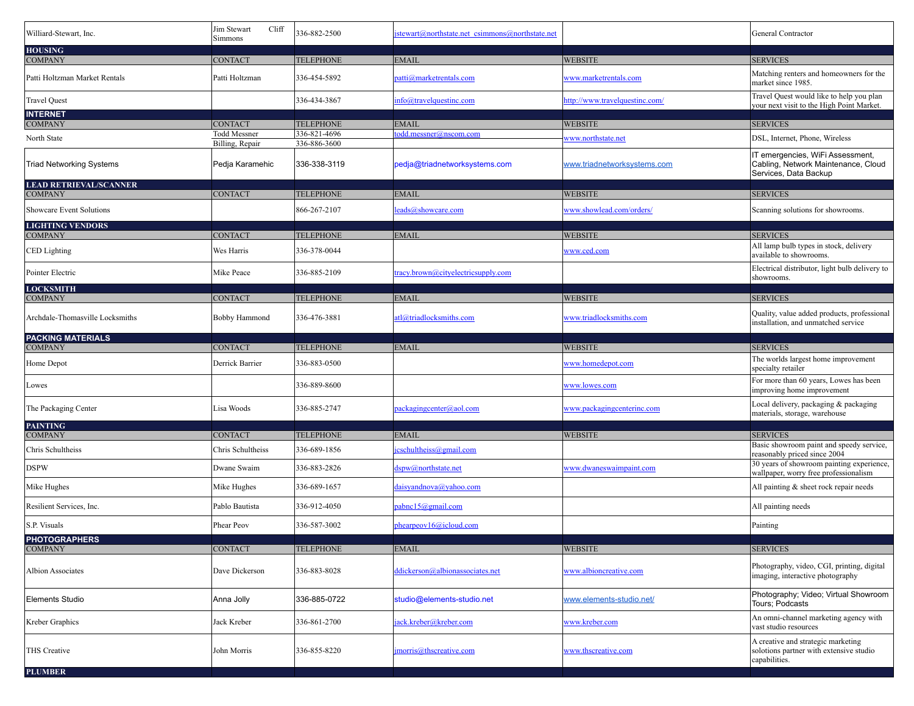| COMPANY | CONTACT | TELEPHONE | EMAIL | WEBSITE | SERVICES |
|---|---|---|---|---|---|
| Williard-Stewart, Inc. | Jim Stewart Cliff Simmons | 336-882-2500 | jstewart@northstate.net csimmons@northstate.net | | General Contractor |
| **HOUSING** | | | | | |
| COMPANY | CONTACT | TELEPHONE | EMAIL | WEBSITE | SERVICES |
| Patti Holtzman Market Rentals | Patti Holtzman | 336-454-5892 | patti@marketrentals.com | www.marketrentals.com | Matching renters and homeowners for the market since 1985. |
| Travel Quest | | 336-434-3867 | info@travelquestinc.com | http://www.travelquestinc.com/ | Travel Quest would like to help you plan your next visit to the High Point Market. |
| **INTERNET** | | | | | |
| COMPANY | CONTACT | TELEPHONE | EMAIL | WEBSITE | SERVICES |
| North State | Todd Messner<br>Billing, Repair | 336-821-4696<br>336-886-3600 | todd.messner@nscom.com | www.northstate.net | DSL, Internet, Phone, Wireless |
| Triad Networking Systems | Pedja Karamehic | 336-338-3119 | pedja@triadnetworksystems.com | www.triadnetworksystems.com | IT emergencies, WiFi Assessment, Cabling, Network Maintenance, Cloud Services, Data Backup |
| **LEAD RETRIEVAL/SCANNER** | | | | | |
| COMPANY | CONTACT | TELEPHONE | EMAIL | WEBSITE | SERVICES |
| Showcare Event Solutions | | 866-267-2107 | leads@showcare.com | www.showlead.com/orders/ | Scanning solutions for showrooms. |
| **LIGHTING VENDORS** | | | | | |
| COMPANY | CONTACT | TELEPHONE | EMAIL | WEBSITE | SERVICES |
| CED Lighting | Wes Harris | 336-378-0044 | | www.ced.com | All lamp bulb types in stock, delivery available to showrooms. |
| Pointer Electric | Mike Peace | 336-885-2109 | tracy.brown@cityelectricsupply.com | | Electrical distributor, light bulb delivery to showrooms. |
| **LOCKSMITH** | | | | | |
| COMPANY | CONTACT | TELEPHONE | EMAIL | WEBSITE | SERVICES |
| Archdale-Thomasville Locksmiths | Bobby Hammond | 336-476-3881 | atl@triadlocksmiths.com | www.triadlocksmiths.com | Quality, value added products, professional installation, and unmatched service |
| **PACKING MATERIALS** | | | | | |
| COMPANY | CONTACT | TELEPHONE | EMAIL | WEBSITE | SERVICES |
| Home Depot | Derrick Barrier | 336-883-0500 | | www.homedepot.com | The worlds largest home improvement specialty retailer |
| Lowes | | 336-889-8600 | | www.lowes.com | For more than 60 years, Lowes has been improving home improvement |
| The Packaging Center | Lisa Woods | 336-885-2747 | packagingcenter@aol.com | www.packagingcenterinc.com | Local delivery, packaging & packaging materials, storage, warehouse |
| **PAINTING** | | | | | |
| COMPANY | CONTACT | TELEPHONE | EMAIL | WEBSITE | SERVICES |
| Chris Schultheiss | Chris Schultheiss | 336-689-1856 | jcschultheiss@gmail.com | | Basic showroom paint and speedy service, reasonably priced since 2004 |
| DSPW | Dwane Swaim | 336-883-2826 | dspw@northstate.net | www.dwaneswaimpaint.com | 30 years of showroom painting experience, wallpaper, worry free professionalism |
| Mike Hughes | Mike Hughes | 336-689-1657 | daisyandnova@yahoo.com | | All painting & sheet rock repair needs |
| Resilient Services, Inc. | Pablo Bautista | 336-912-4050 | pabnc15@gmail.com | | All painting needs |
| S.P. Visuals | Phear Peov | 336-587-3002 | phearpeov16@icloud.com | | Painting |
| **PHOTOGRAPHERS** | | | | | |
| COMPANY | CONTACT | TELEPHONE | EMAIL | WEBSITE | SERVICES |
| Albion Associates | Dave Dickerson | 336-883-8028 | ddickerson@albionassociates.net | www.albioncreative.com | Photography, video, CGI, printing, digital imaging, interactive photography |
| Elements Studio | Anna Jolly | 336-885-0722 | studio@elements-studio.net | www.elements-studio.net/ | Photography; Video; Virtual Showroom Tours; Podcasts |
| Kreber Graphics | Jack Kreber | 336-861-2700 | jack.kreber@kreber.com | www.kreber.com | An omni-channel marketing agency with vast studio resources |
| THS Creative | John Morris | 336-855-8220 | jmorris@thscreative.com | www.thscreative.com | A creative and strategic marketing solotions partner with extensive studio capabilities. |
| **PLUMBER** | | | | | |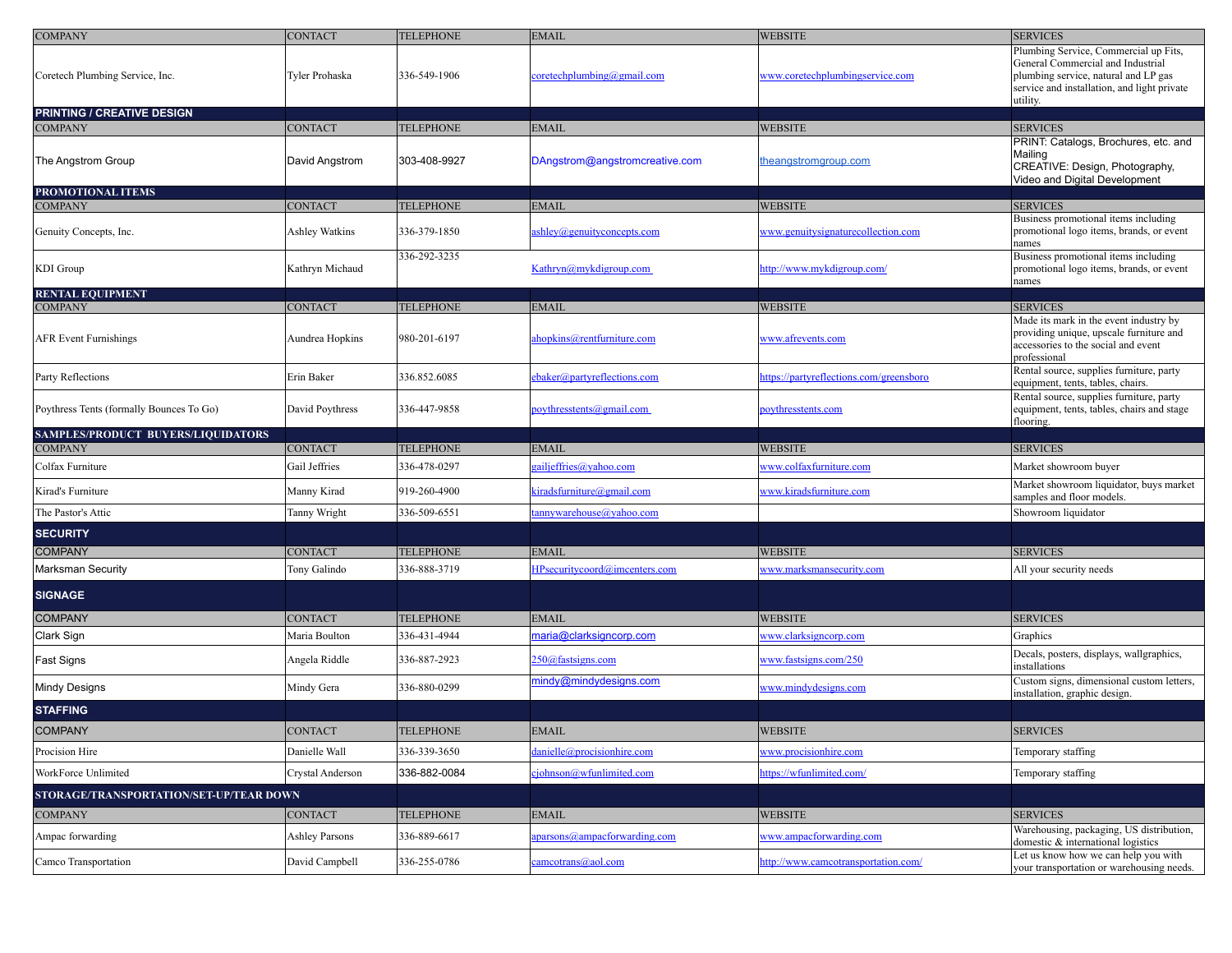| COMPANY | CONTACT | TELEPHONE | EMAIL | WEBSITE | SERVICES |
| --- | --- | --- | --- | --- | --- |
| Coretech Plumbing Service, Inc. | Tyler Prohaska | 336-549-1906 | coretechplumbing@gmail.com | www.coretechplumbingservice.com | Plumbing Service, Commercial up Fits, General Commercial and Industrial plumbing service, natural and LP gas service and installation, and light private utility. |
| **PRINTING / CREATIVE DESIGN** | | | | | |
| COMPANY | CONTACT | TELEPHONE | EMAIL | WEBSITE | SERVICES |
| The Angstrom Group | David Angstrom | 303-408-9927 | DAngstrom@angstromcreative.com | theangstromgroup.com | PRINT: Catalogs, Brochures, etc. and Mailing<br>CREATIVE: Design, Photography, Video and Digital Development |
| **PROMOTIONAL ITEMS** | | | | | |
| COMPANY | CONTACT | TELEPHONE | EMAIL | WEBSITE | SERVICES |
| Genuity Concepts, Inc. | Ashley Watkins | 336-379-1850 | ashley@genuityconcepts.com | www.genuitysignaturecollection.com | Business promotional items including promotional logo items, brands, or event names |
| KDI Group | Kathryn Michaud | 336-292-3235 | Kathryn@mykdigroup.com | http://www.mykdigroup.com/ | Business promotional items including promotional logo items, brands, or event names |
| **RENTAL EQUIPMENT** | | | | | |
| COMPANY | CONTACT | TELEPHONE | EMAIL | WEBSITE | SERVICES |
| AFR Event Furnishings | Aundrea Hopkins | 980-201-6197 | ahopkins@rentfurniture.com | www.afrevents.com | Made its mark in the event industry by providing unique, upscale furniture and accessories to the social and event professional |
| Party Reflections | Erin Baker | 336.852.6085 | ebaker@partyreflections.com | https://partyreflections.com/greensboro | Rental source, supplies furniture, party equipment, tents, tables, chairs. |
| Poythress Tents (formally Bounces To Go) | David Poythress | 336-447-9858 | poythresstents@gmail.com | poythresstents.com | Rental source, supplies furniture, party equipment, tents, tables, chairs and stage flooring. |
| **SAMPLES/PRODUCT BUYERS/LIQUIDATORS** | | | | | |
| COMPANY | CONTACT | TELEPHONE | EMAIL | WEBSITE | SERVICES |
| Colfax Furniture | Gail Jeffries | 336-478-0297 | gailjeffries@yahoo.com | www.colfaxfurniture.com | Market showroom buyer |
| Kirad's Furniture | Manny Kirad | 919-260-4900 | kiradsfurniture@gmail.com | www.kiradsfurniture.com | Market showroom liquidator, buys market samples and floor models. |
| The Pastor's Attic | Tanny Wright | 336-509-6551 | tannywarehouse@yahoo.com | | Showroom liquidator |
| **SECURITY** | | | | | |
| COMPANY | CONTACT | TELEPHONE | EMAIL | WEBSITE | SERVICES |
| Marksman Security | Tony Galindo | 336-888-3719 | HPsecuritycoord@imcenters.com | www.marksmansecurity.com | All your security needs |
| **SIGNAGE** | | | | | |
| COMPANY | CONTACT | TELEPHONE | EMAIL | WEBSITE | SERVICES |
| Clark Sign | Maria Boulton | 336-431-4944 | maria@clarksigncorp.com | www.clarksigncorp.com | Graphics |
| Fast Signs | Angela Riddle | 336-887-2923 | 250@fastsigns.com | www.fastsigns.com/250 | Decals, posters, displays, wallgraphics, installations |
| Mindy Designs | Mindy Gera | 336-880-0299 | mindy@mindydesigns.com | www.mindydesigns.com | Custom signs, dimensional custom letters, installation, graphic design. |
| **STAFFING** | | | | | |
| COMPANY | CONTACT | TELEPHONE | EMAIL | WEBSITE | SERVICES |
| Procision Hire | Danielle Wall | 336-339-3650 | danielle@procisionhire.com | www.procisionhire.com | Temporary staffing |
| WorkForce Unlimited | Crystal Anderson | 336-882-0084 | cjohnson@wfunlimited.com | https://wfunlimited.com/ | Temporary staffing |
| **STORAGE/TRANSPORTATION/SET-UP/TEAR DOWN** | | | | | |
| COMPANY | CONTACT | TELEPHONE | EMAIL | WEBSITE | SERVICES |
| Ampac forwarding | Ashley Parsons | 336-889-6617 | aparsons@ampacforwarding.com | www.ampacforwarding.com | Warehousing, packaging, US distribution, domestic & international logistics |
| Camco Transportation | David Campbell | 336-255-0786 | camcotrans@aol.com | http://www.camcotransportation.com/ | Let us know how we can help you with your transportation or warehousing needs. |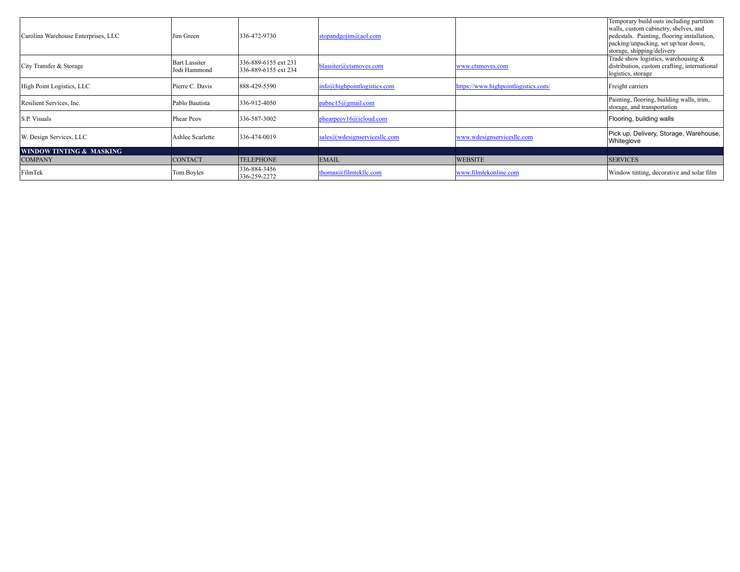| | | | | | |
|---|---|---|---|---|---|
| Carolina Warehouse Enterprises, LLC | Jim Green | 336-472-9730 | stopandgojim@aol.com | | Temporary build outs including partition walls, custom cabinetry, shelves, and pedestals. Painting, flooring installation, packing/unpacking, set up/tear down, storage, shipping/delivery |
| City Transfer & Storage | Bart Lassiter<br>Jodi Hammond | 336-889-6155 ext 231<br>336-889-6155 ext 234 | blassiter@ctsmoves.com | www.ctsmoves.com | Trade show logistics, warehousing & distribution, custom crafting, international logistics, storage |
| High Point Logistics, LLC | Pierre C. Davis | 888-429-5590 | info@highpointlogistics.com | https://www.highpointlogistics.com/ | Freight carriers |
| Resilient Services, Inc. | Pablo Bautista | 336-912-4050 | pabnc15@gmail.com | | Painting, flooring, building walls, trim, storage, and transportation |
| S.P. Visuals | Phear Peov | 336-587-3002 | phearpeov16@icloud.com | | Flooring, building walls |
| W. Design Services, LLC | Ashlee Scarlette | 336-474-0019 | sales@wdesignservicesllc.com | www.wdesignservicesllc.com | Pick up, Delivery, Storage, Warehouse, Whiteglove |

**WINDOW TINTING & MASKING**

| COMPANY | CONTACT | TELEPHONE | EMAIL | WEBSITE | SERVICES |
|---|---|---|---|---|---|
| FilmTek | Tom Boyles | 336-884-3456<br>336-259-2272 | thomas@filmtekllc.com | www.filmtekonline.com | Window tinting, decorative and solar film |